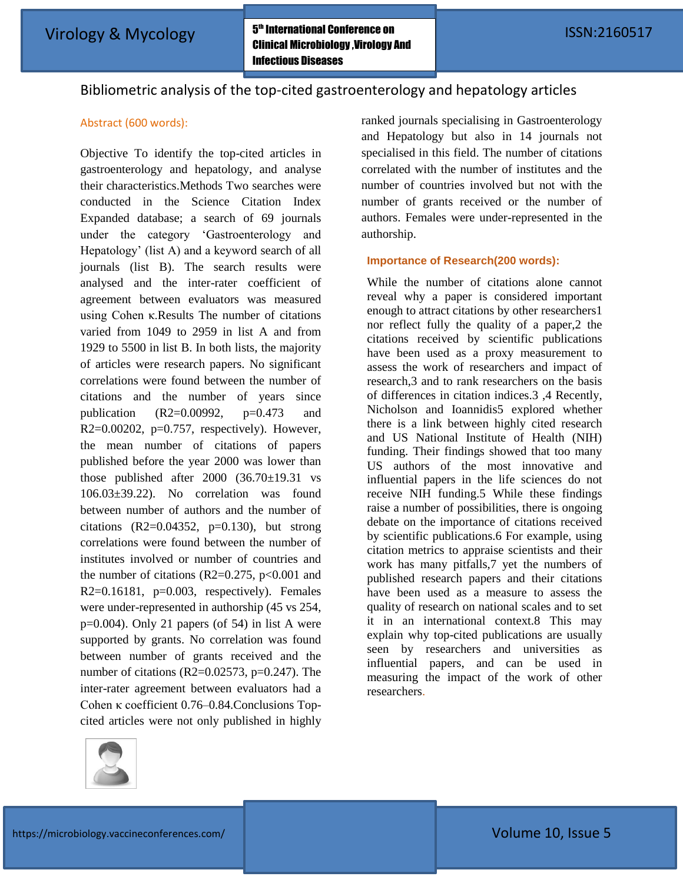# Bibliometric analysis of the top-cited gastroenterology and hepatology articles

## Abstract (600 words):

Objective To identify the top-cited articles in gastroenterology and hepatology, and analyse their characteristics.Methods Two searches were conducted in the Science Citation Index Expanded database; a search of 69 journals under the category 'Gastroenterology and Hepatology' (list A) and a keyword search of all journals (list B). The search results were analysed and the inter-rater coefficient of agreement between evaluators was measured using Cohen κ.Results The number of citations varied from 1049 to 2959 in list A and from 1929 to 5500 in list B. In both lists, the majority of articles were research papers. No significant correlations were found between the number of citations and the number of years since publication ($R^2$=0.00992, $p$=0.473 and $R^2$=0.00202, $p$=0.757, respectively). However, the mean number of citations of papers published before the year 2000 was lower than those published after 2000 (36.70±19.31 vs 106.03±39.22). No correlation was found between number of authors and the number of citations ($R^2$=0.04352, $p$=0.130), but strong correlations were found between the number of institutes involved or number of countries and the number of citations ($R^2$=0.275, $p$<0.001 and $R^2$=0.16181, $p$=0.003, respectively). Females were under-represented in authorship (45 vs 254, $p$=0.004). Only 21 papers (of 54) in list A were supported by grants. No correlation was found between number of grants received and the number of citations ($R^2$=0.02573, $p$=0.247). The inter-rater agreement between evaluators had a Cohen κ coefficient 0.76–0.84.Conclusions Top-cited articles were not only published in highly ranked journals specialising in Gastroenterology and Hepatology but also in 14 journals not specialised in this field. The number of citations correlated with the number of institutes and the number of countries involved but not with the number of grants received or the number of authors. Females were under-represented in the authorship.

## Importance of Research(200 words):

While the number of citations alone cannot reveal why a paper is considered important enough to attract citations by other researchers1 nor reflect fully the quality of a paper,2 the citations received by scientific publications have been used as a proxy measurement to assess the work of researchers and impact of research,3 and to rank researchers on the basis of differences in citation indices.3 ,4 Recently, Nicholson and Ioannidis5 explored whether there is a link between highly cited research and US National Institute of Health (NIH) funding. Their findings showed that too many US authors of the most innovative and influential papers in the life sciences do not receive NIH funding.5 While these findings raise a number of possibilities, there is ongoing debate on the importance of citations received by scientific publications.6 For example, using citation metrics to appraise scientists and their work has many pitfalls,7 yet the numbers of published research papers and their citations have been used as a measure to assess the quality of research on national scales and to set it in an international context.8 This may explain why top-cited publications are usually seen by researchers and universities as influential papers, and can be used in measuring the impact of the work of other researchers.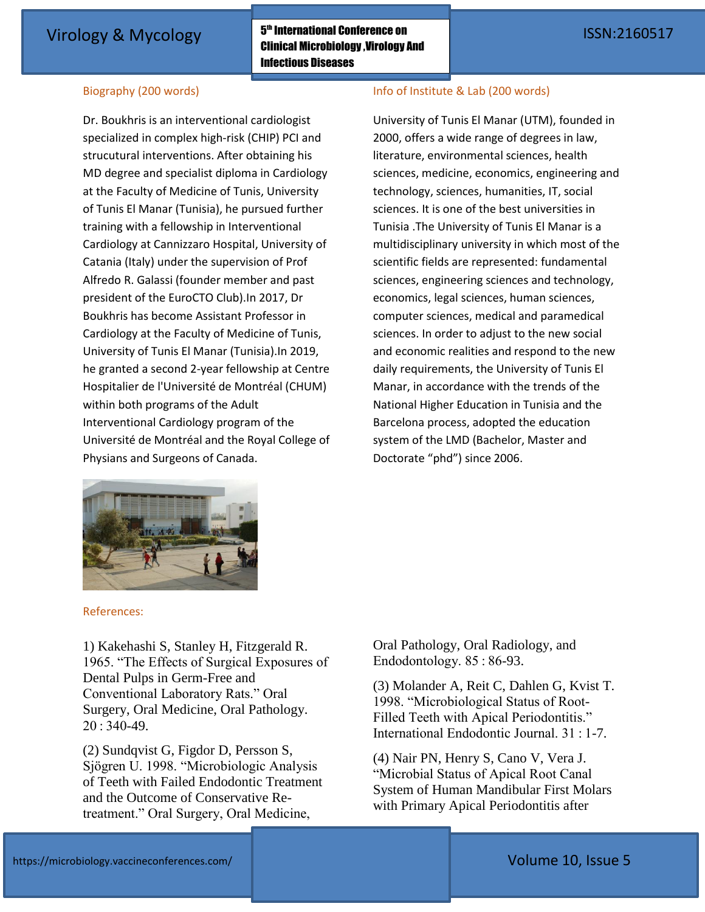## Biography (200 words)

Dr. Boukhris is an interventional cardiologist specialized in complex high-risk (CHIP) PCI and strucutural interventions. After obtaining his MD degree and specialist diploma in Cardiology at the Faculty of Medicine of Tunis, University of Tunis El Manar (Tunisia), he pursued further training with a fellowship in Interventional Cardiology at Cannizzaro Hospital, University of Catania (Italy) under the supervision of Prof Alfredo R. Galassi (founder member and past president of the EuroCTO Club).In 2017, Dr Boukhris has become Assistant Professor in Cardiology at the Faculty of Medicine of Tunis, University of Tunis El Manar (Tunisia).In 2019, he granted a second 2-year fellowship at Centre Hospitalier de l'Université de Montréal (CHUM) within both programs of the Adult Interventional Cardiology program of the Université de Montréal and the Royal College of Physians and Surgeons of Canada.

## Info of Institute & Lab (200 words)

University of Tunis El Manar (UTM), founded in 2000, offers a wide range of degrees in law, literature, environmental sciences, health sciences, medicine, economics, engineering and technology, sciences, humanities, IT, social sciences. It is one of the best universities in Tunisia .The University of Tunis El Manar is a multidisciplinary university in which most of the scientific fields are represented: fundamental sciences, engineering sciences and technology, economics, legal sciences, human sciences, computer sciences, medical and paramedical sciences. In order to adjust to the new social and economic realities and respond to the new daily requirements, the University of Tunis El Manar, in accordance with the trends of the National Higher Education in Tunisia and the Barcelona process, adopted the education system of the LMD (Bachelor, Master and Doctorate "phd") since 2006.

## References:

1) Kakehashi S, Stanley H, Fitzgerald R. 1965. "The Effects of Surgical Exposures of Dental Pulps in Germ-Free and Conventional Laboratory Rats." Oral Surgery, Oral Medicine, Oral Pathology. 20 : 340-49.

(2) Sundqvist G, Figdor D, Persson S, Sjögren U. 1998. "Microbiologic Analysis of Teeth with Failed Endodontic Treatment and the Outcome of Conservative Re-treatment." Oral Surgery, Oral Medicine, Oral Pathology, Oral Radiology, and Endodontology. 85 : 86-93.

(3) Molander A, Reit C, Dahlen G, Kvist T. 1998. "Microbiological Status of Root-Filled Teeth with Apical Periodontitis." International Endodontic Journal. 31 : 1-7.

(4) Nair PN, Henry S, Cano V, Vera J. "Microbial Status of Apical Root Canal System of Human Mandibular First Molars with Primary Apical Periodontitis after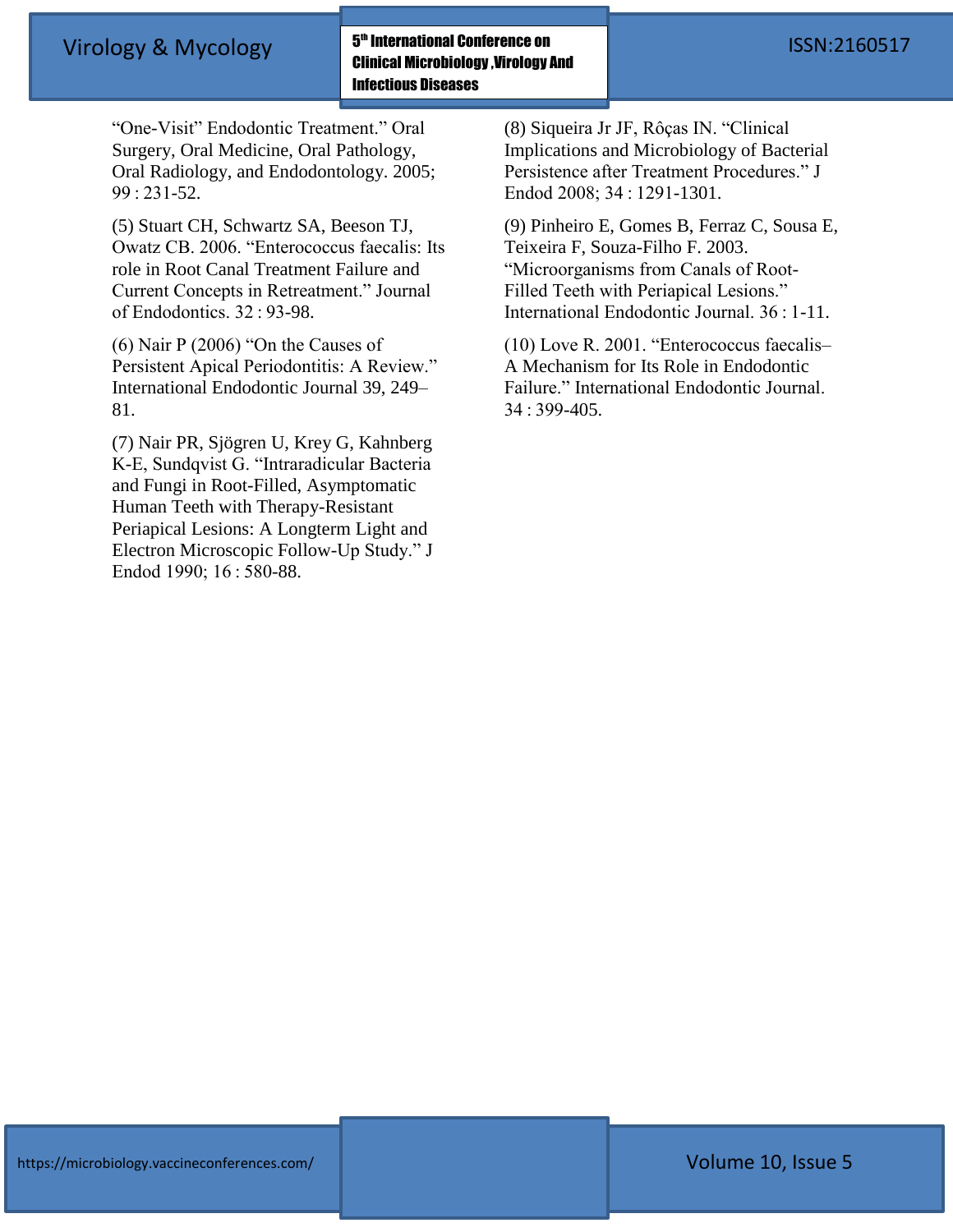"One-Visit" Endodontic Treatment." Oral Surgery, Oral Medicine, Oral Pathology, Oral Radiology, and Endodontology. 2005; 99 : 231-52.

(5) Stuart CH, Schwartz SA, Beeson TJ, Owatz CB. 2006. "Enterococcus faecalis: Its role in Root Canal Treatment Failure and Current Concepts in Retreatment." Journal of Endodontics. 32 : 93-98.

(6) Nair P (2006) "On the Causes of Persistent Apical Periodontitis: A Review." International Endodontic Journal 39, 249–81.

(7) Nair PR, Sjögren U, Krey G, Kahnberg K-E, Sundqvist G. "Intraradicular Bacteria and Fungi in Root-Filled, Asymptomatic Human Teeth with Therapy-Resistant Periapical Lesions: A Longterm Light and Electron Microscopic Follow-Up Study." J Endod 1990; 16 : 580-88.

(8) Siqueira Jr JF, Rôças IN. "Clinical Implications and Microbiology of Bacterial Persistence after Treatment Procedures." J Endod 2008; 34 : 1291-1301.

(9) Pinheiro E, Gomes B, Ferraz C, Sousa E, Teixeira F, Souza-Filho F. 2003. "Microorganisms from Canals of Root-Filled Teeth with Periapical Lesions." International Endodontic Journal. 36 : 1-11.

(10) Love R. 2001. "Enterococcus faecalis–A Mechanism for Its Role in Endodontic Failure." International Endodontic Journal. 34 : 399-405.